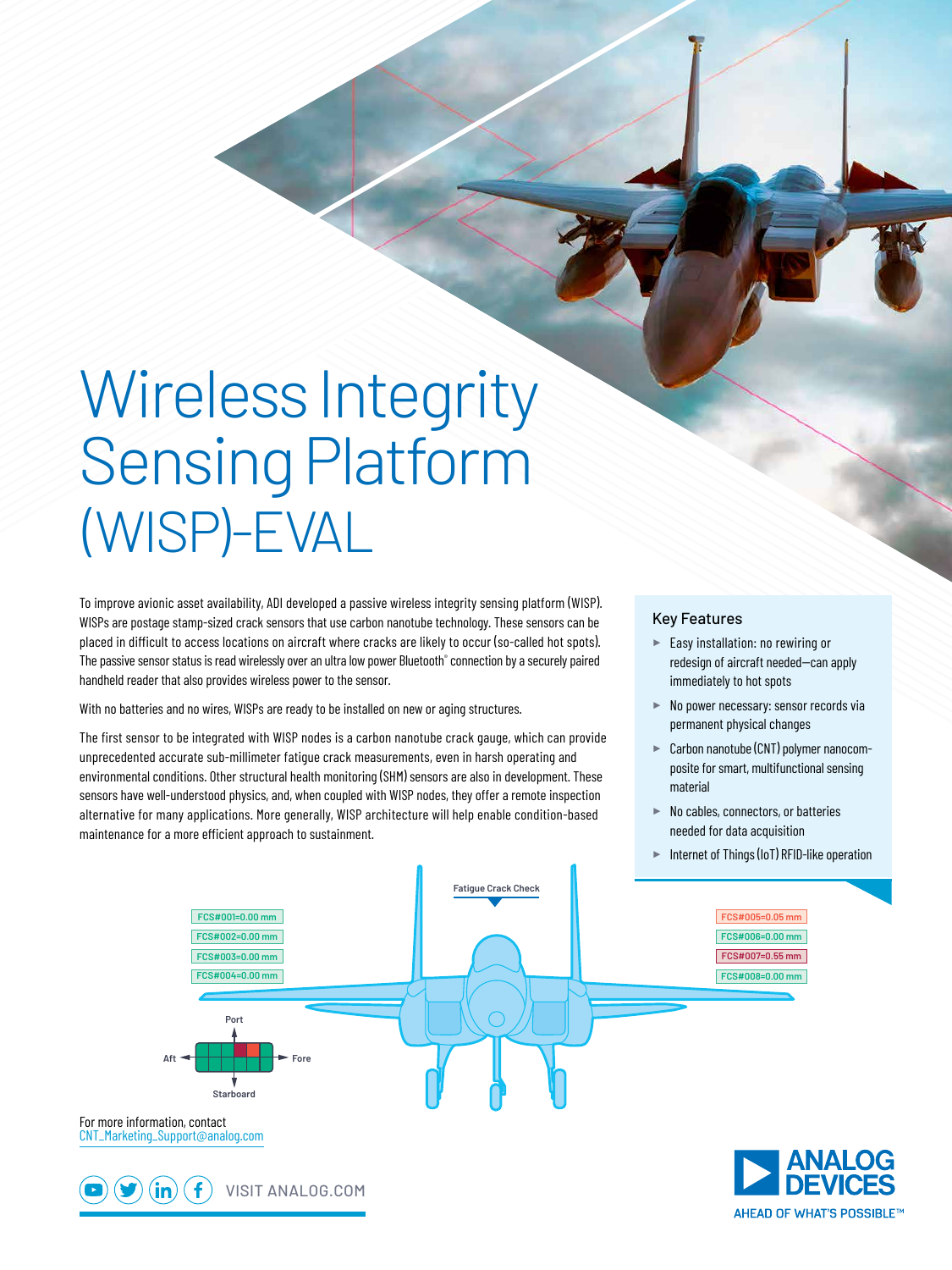# Wireless Integrity Sensing Platform (WISP)-EVAL

To improve avionic asset availability, ADI developed a passive wireless integrity sensing platform (WISP). WISPs are postage stamp-sized crack sensors that use carbon nanotube technology. These sensors can be placed in difficult to access locations on aircraft where cracks are likely to occur (so-called hot spots). The passive sensor status is read wirelessly over an ultra low power Bluetooth® connection by a securely paired handheld reader that also provides wireless power to the sensor.

With no batteries and no wires, WISPs are ready to be installed on new or aging structures.

The first sensor to be integrated with WISP nodes is a carbon nanotube crack gauge, which can provide unprecedented accurate sub-millimeter fatigue crack measurements, even in harsh operating and environmental conditions. Other structural health monitoring (SHM) sensors are also in development. These sensors have well-understood physics, and, when coupled with WISP nodes, they offer a remote inspection alternative for many applications. More generally, WISP architecture will help enable condition-based maintenance for a more efficient approach to sustainment.

## Key Features

- Easy installation: no rewiring or redesign of aircraft needed—can apply immediately to hot spots
- No power necessary: sensor records via permanent physical changes
- Carbon nanotube (CNT) polymer nanocomposite for smart, multifunctional sensing material
- No cables, connectors, or batteries needed for data acquisition
- Internet of Things (IoT) RFID-like operation

Fatigue Crack Check

FCS#001=0.00 mm
FCS#002=0.00 mm
FCS#003=0.00 mm
FCS#004=0.00 mm

FCS#005=0.05 mm
FCS#006=0.00 mm
FCS#007=0.55 mm
FCS#008=0.00 mm

Port
Aft
Fore
Starboard

For more information, contact
CNT_Marketing_Support@analog.com

VISIT ANALOG.COM

ANALOG DEVICES
AHEAD OF WHAT'S POSSIBLE™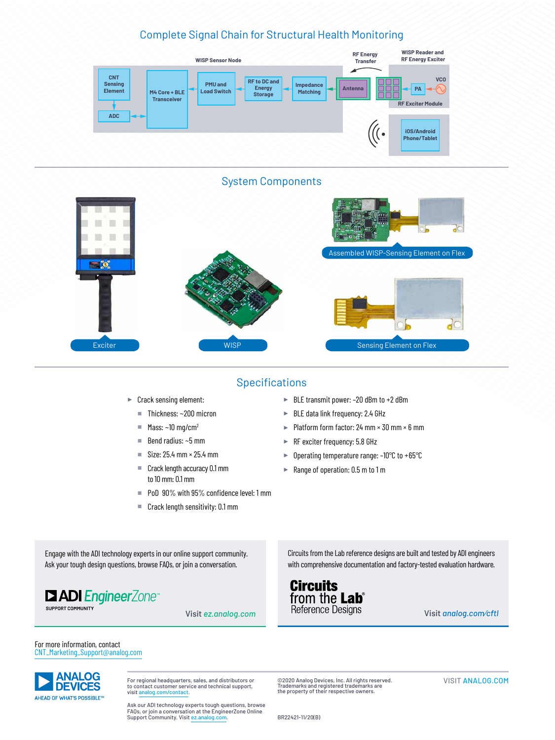## Complete Signal Chain for Structural Health Monitoring

WISP Sensor Node

CNT Sensing Element

ADC

M4 Core + BLE Transceiver

PMU and Load Switch

RF to DC and Energy Storage

Impedance Matching

Antenna

RF Energy Transfer

WISP Reader and RF Energy Exciter

PA

VCO

RF Exciter Module

iOS/Android Phone/Tablet

## System Components

Exciter

WISP

Assembled WISP-Sensing Element on Flex

Sensing Element on Flex

## Specifications

- Crack sensing element:
  - Thickness: ~200 micron
  - Mass: ~10 mg/cm²
  - Bend radius: ~5 mm
  - Size: 25.4 mm × 25.4 mm
  - Crack length accuracy 0.1 mm to 10 mm: 0.1 mm
  - PoD 90% with 95% confidence level: 1 mm
  - Crack length sensitivity: 0.1 mm
- BLE transmit power: −20 dBm to +2 dBm
- BLE data link frequency: 2.4 GHz
- Platform form factor: 24 mm × 30 mm × 6 mm
- RF exciter frequency: 5.8 GHz
- Operating temperature range: −10°C to +65°C
- Range of operation: 0.5 m to 1 m

Engage with the ADI technology experts in our online support community. Ask your tough design questions, browse FAQs, or join a conversation.

ADI EngineerZone™ SUPPORT COMMUNITY

Visit *ez.analog.com*

Circuits from the Lab reference designs are built and tested by ADI engineers with comprehensive documentation and factory-tested evaluation hardware.

**Circuits from the Lab®** Reference Designs

Visit *analog.com/cftl*

For more information, contact
CNT_Marketing_Support@analog.com

ANALOG DEVICES
AHEAD OF WHAT'S POSSIBLE™

For regional headquarters, sales, and distributors or to contact customer service and technical support, visit analog.com/contact.

Ask our ADI technology experts tough questions, browse FAQs, or join a conversation at the EngineerZone Online Support Community. Visit ez.analog.com.

©2020 Analog Devices, Inc. All rights reserved. Trademarks and registered trademarks are the property of their respective owners.

BR22421-11/20(B)

VISIT ANALOG.COM